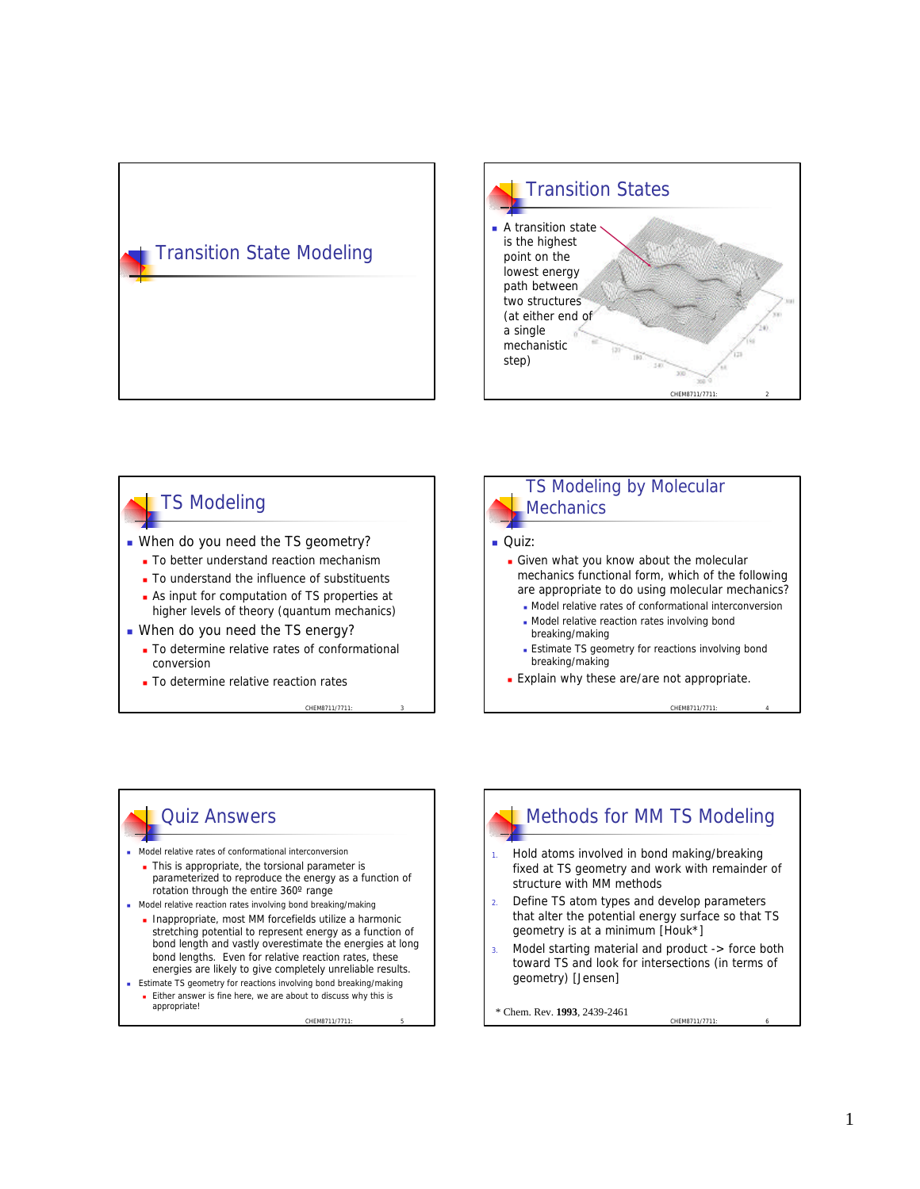# Transition State Modeling

## Transition States

- A transition state is the highest point on the lowest energy path between two structures (at either end of a single mechanistic step)

## TS Modeling

- When do you need the TS geometry?
  - To better understand reaction mechanism
  - To understand the influence of substituents
  - As input for computation of TS properties at higher levels of theory (quantum mechanics)
- When do you need the TS energy?
  - To determine relative rates of conformational conversion
  - To determine relative reaction rates

## TS Modeling by Molecular Mechanics

- Quiz:
  - Given what you know about the molecular mechanics functional form, which of the following are appropriate to do using molecular mechanics?
    - Model relative rates of conformational interconversion
    - Model relative reaction rates involving bond breaking/making
    - Estimate TS geometry for reactions involving bond breaking/making
  - Explain why these are/are not appropriate.

## Quiz Answers

- Model relative rates of conformational interconversion
  - This is appropriate, the torsional parameter is parameterized to reproduce the energy as a function of rotation through the entire 360º range
- Model relative reaction rates involving bond breaking/making
  - Inappropriate, most MM forcefields utilize a harmonic stretching potential to represent energy as a function of bond length and vastly overestimate the energies at long bond lengths. Even for relative reaction rates, these energies are likely to give completely unreliable results.
- Estimate TS geometry for reactions involving bond breaking/making
  - Either answer is fine here, we are about to discuss why this is appropriate!

## Methods for MM TS Modeling

1. Hold atoms involved in bond making/breaking fixed at TS geometry and work with remainder of structure with MM methods
2. Define TS atom types and develop parameters that alter the potential energy surface so that TS geometry is at a minimum [Houk*]
3. Model starting material and product -> force both toward TS and look for intersections (in terms of geometry) [Jensen]

\* Chem. Rev. **1993**, 2439-2461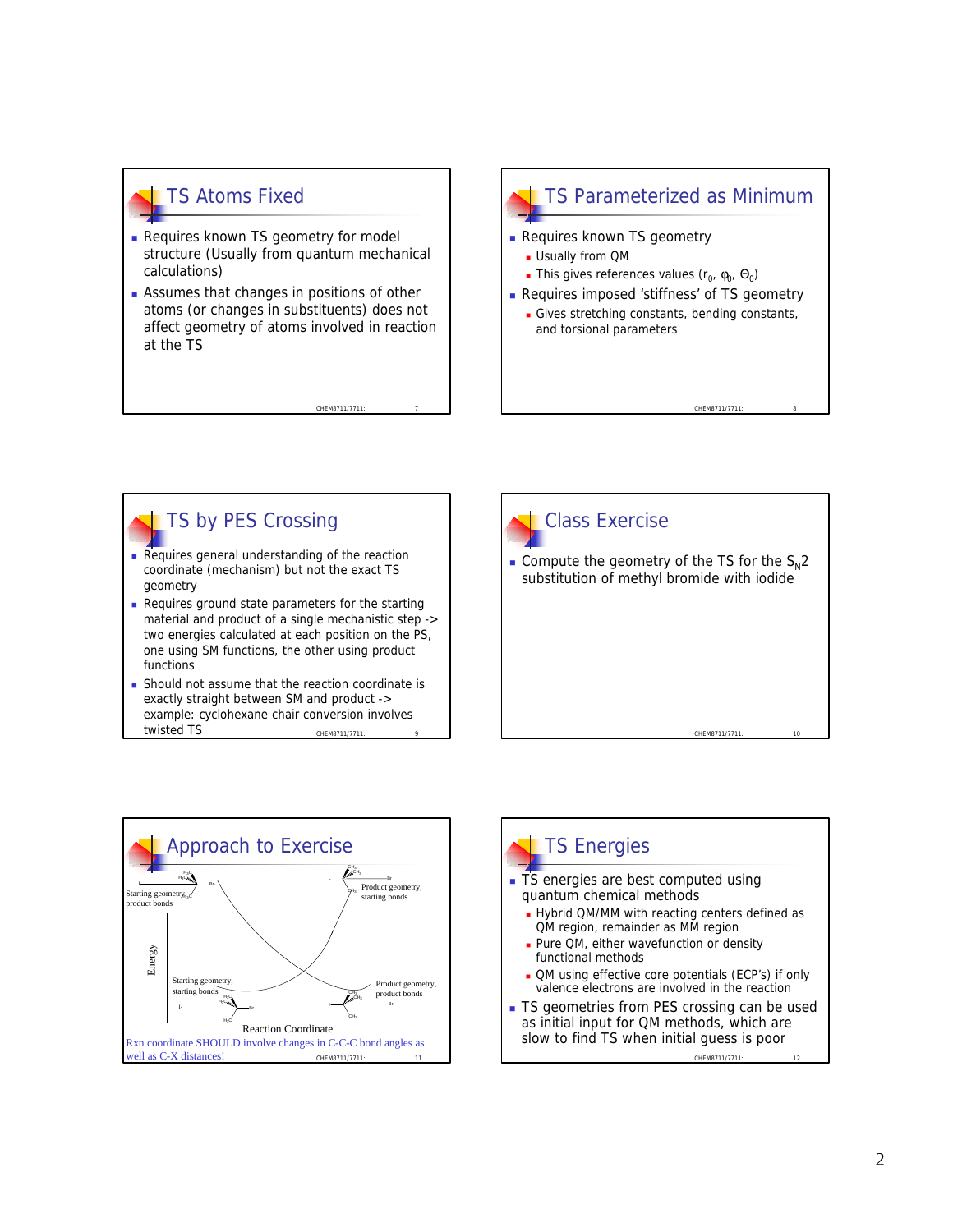## TS Atoms Fixed

- Requires known TS geometry for model structure (Usually from quantum mechanical calculations)
- Assumes that changes in positions of other atoms (or changes in substituents) does not affect geometry of atoms involved in reaction at the TS

## TS Parameterized as Minimum

- Requires known TS geometry
  - Usually from QM
  - This gives references values ($r_0$, $\varphi_0$, $\Theta_0$)
- Requires imposed 'stiffness' of TS geometry
  - Gives stretching constants, bending constants, and torsional parameters

## TS by PES Crossing

- Requires general understanding of the reaction coordinate (mechanism) but not the exact TS geometry
- Requires ground state parameters for the starting material and product of a single mechanistic step -> two energies calculated at each position on the PS, one using SM functions, the other using product functions
- Should not assume that the reaction coordinate is exactly straight between SM and product -> example: cyclohexane chair conversion involves twisted TS

## Class Exercise

- Compute the geometry of the TS for the $S_N2$ substitution of methyl bromide with iodide

## Approach to Exercise

Starting geometry, product bonds

Product geometry, starting bonds

Energy

Starting geometry, starting bonds

Product geometry, product bonds

Reaction Coordinate

Rxn coordinate SHOULD involve changes in C-C-C bond angles as well as C-X distances!

## TS Energies

- TS energies are best computed using quantum chemical methods
  - Hybrid QM/MM with reacting centers defined as QM region, remainder as MM region
  - Pure QM, either wavefunction or density functional methods
  - QM using effective core potentials (ECP's) if only valence electrons are involved in the reaction
- TS geometries from PES crossing can be used as initial input for QM methods, which are slow to find TS when initial guess is poor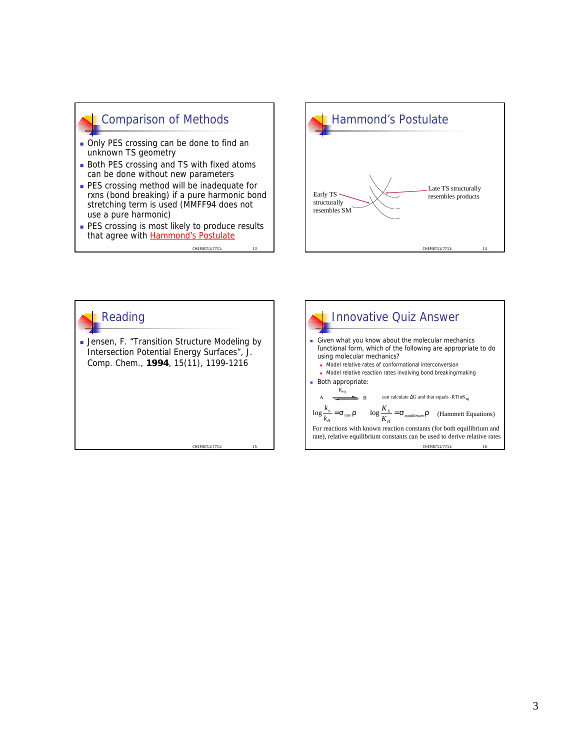## Comparison of Methods

- Only PES crossing can be done to find an unknown TS geometry
- Both PES crossing and TS with fixed atoms can be done without new parameters
- PES crossing method will be inadequate for rxns (bond breaking) if a pure harmonic bond stretching term is used (MMFF94 does not use a pure harmonic)
- PES crossing is most likely to produce results that agree with Hammond's Postulate

## Hammond's Postulate

Early TS structurally resembles SM

Late TS structurally resembles products

## Reading

- Jensen, F. "Transition Structure Modeling by Intersection Potential Energy Surfaces", J. Comp. Chem., **1994**, 15(11), 1199-1216

## Innovative Quiz Answer

- Given what you know about the molecular mechanics functional form, which of the following are appropriate to do using molecular mechanics?
  - Model relative rates of conformational interconversion
  - Model relative reaction rates involving bond breaking/making
- Both appropriate:

$$A \overset{K_{eq}}{\rightleftharpoons} B$$ can calculate $\Delta G$ and that equals $-RT\ln K_{eq}$

$$\log\frac{k_x}{k_H} = \sigma_{rate}\rho \qquad \log\frac{K_X}{K_H} = \sigma_{equilibrium}\rho$$ (Hammett Equations)

For reactions with known reaction constants (for both equilibrium and rate), relative equilibrium constants can be used to derive relative rates